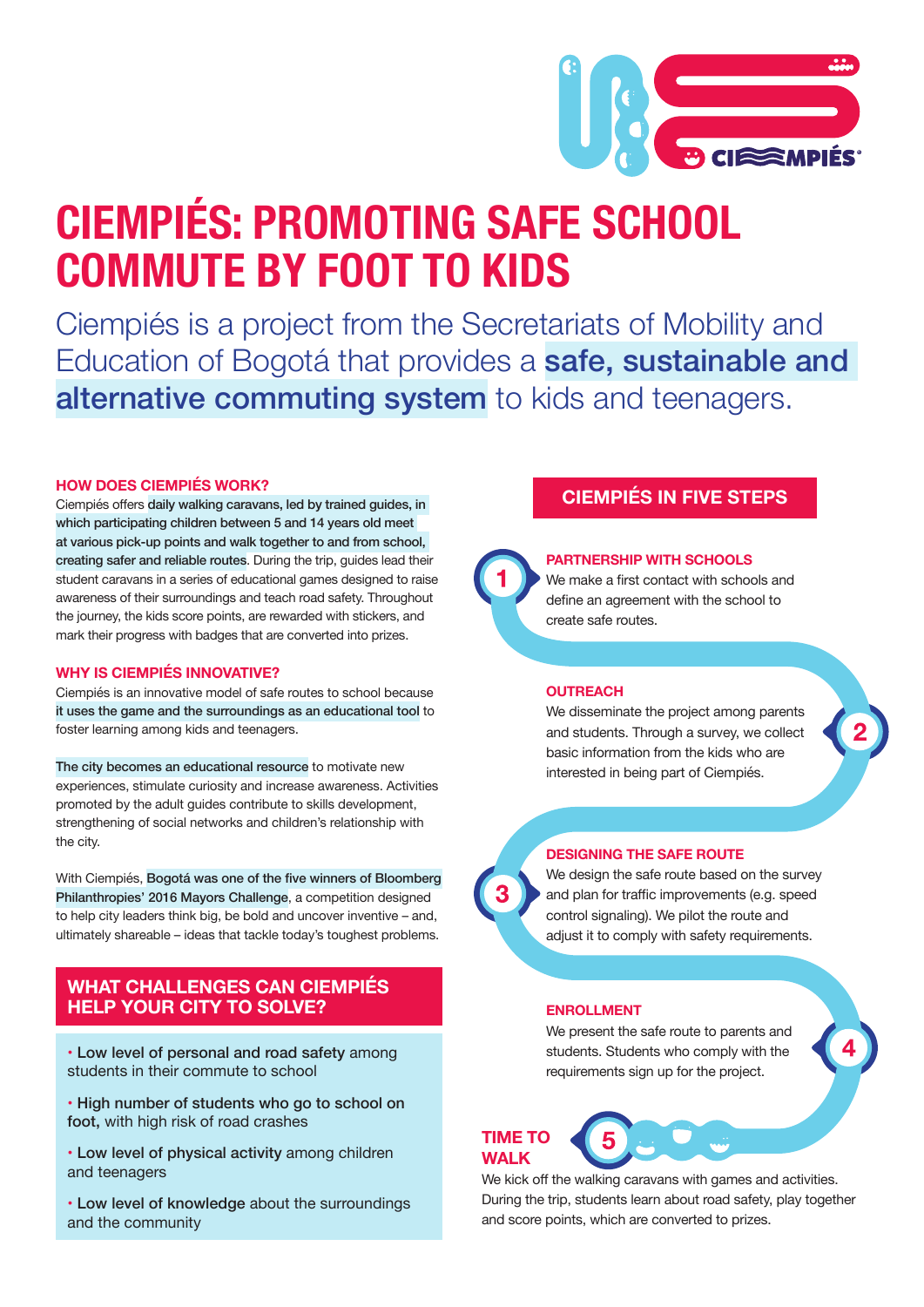# CIEMPIÉS: PROMOTING SAFE SCHOOL COMMUTE BY FOOT TO KIDS

Ciempiés is a project from the Secretariats of Mobility and Education of Bogotá that provides a **safe, sustainable and alternative commuting system** to kids and teenagers.

### HOW DOES CIEMPIÉS WORK?

Ciempiés offers daily walking caravans, led by trained guides, in which participating children between 5 and 14 years old meet at various pick-up points and walk together to and from school, creating safer and reliable routes. During the trip, guides lead their student caravans in a series of educational games designed to raise awareness of their surroundings and teach road safety. Throughout the journey, the kids score points, are rewarded with stickers, and mark their progress with badges that are converted into prizes.

### WHY IS CIEMPIÉS INNOVATIVE?

Ciempiés is an innovative model of safe routes to school because it uses the game and the surroundings as an educational tool to foster learning among kids and teenagers.

The city becomes an educational resource to motivate new experiences, stimulate curiosity and increase awareness. Activities promoted by the adult guides contribute to skills development, strengthening of social networks and children's relationship with the city.

With Ciempiés, Bogotá was one of the five winners of Bloomberg Philanthropies' 2016 Mayors Challenge, a competition designed to help city leaders think big, be bold and uncover inventive – and, ultimately shareable – ideas that tackle today's toughest problems.

## WHAT CHALLENGES CAN CIEMPIÉS HELP YOUR CITY TO SOLVE?

- **Low level of personal and road safety** among students in their commute to school
- **High number of students who go to school on foot,** with high risk of road crashes
- **Low level of physical activity** among children and teenagers
- **Low level of knowledge** about the surroundings and the community

## CIEMPIÉS IN FIVE STEPS

**1 PARTNERSHIP WITH SCHOOLS**

We make a first contact with schools and define an agreement with the school to create safe routes.

**2 OUTREACH**

We disseminate the project among parents and students. Through a survey, we collect basic information from the kids who are interested in being part of Ciempiés.

**3 DESIGNING THE SAFE ROUTE**

We design the safe route based on the survey and plan for traffic improvements (e.g. speed control signaling). We pilot the route and adjust it to comply with safety requirements.

**4 ENROLLMENT**

We present the safe route to parents and students. Students who comply with the requirements sign up for the project.

**5 TIME TO WALK**

We kick off the walking caravans with games and activities. During the trip, students learn about road safety, play together and score points, which are converted to prizes.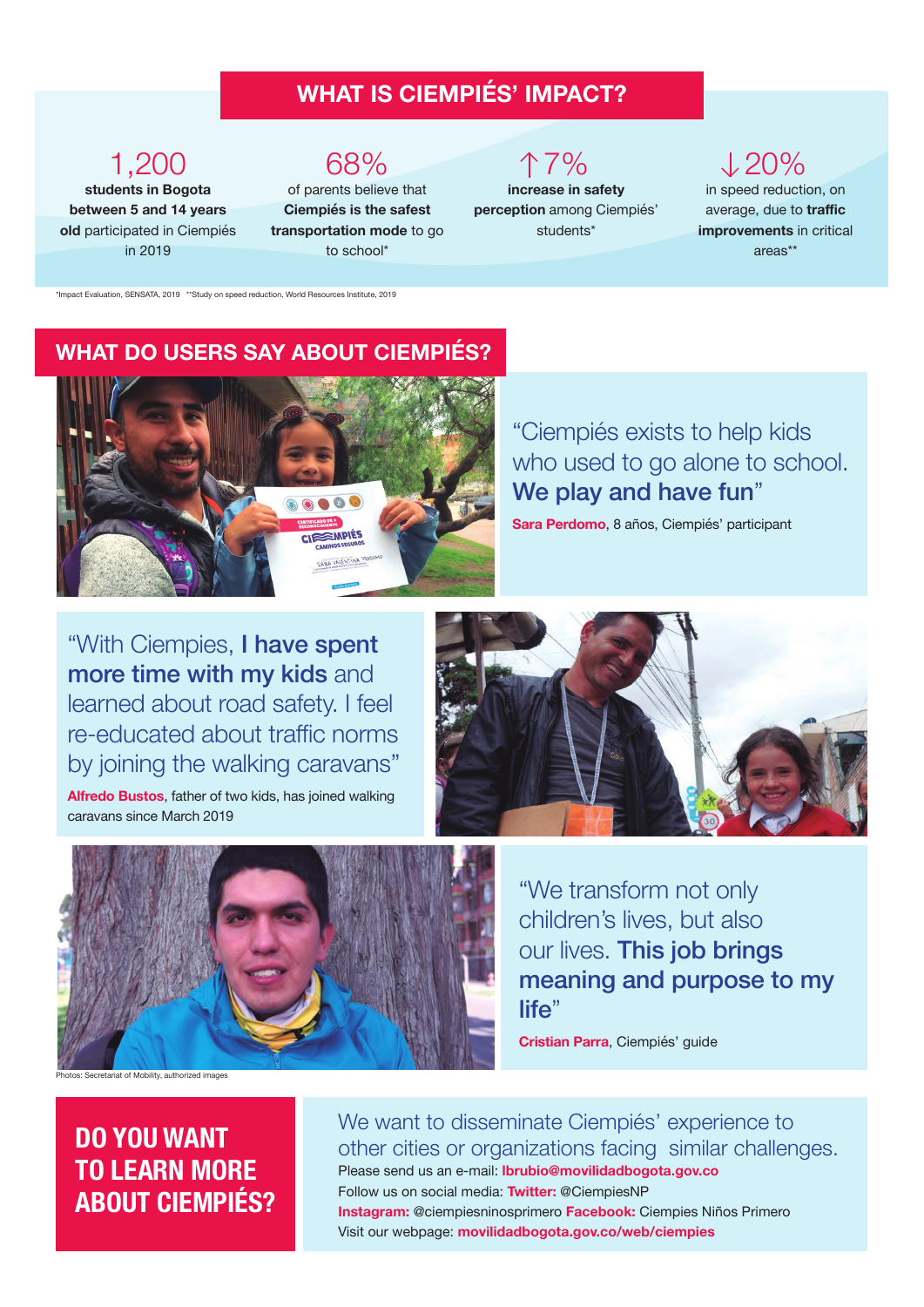## WHAT IS CIEMPIÉS' IMPACT?

**1,200**
**students in Bogota between 5 and 14 years old** participated in Ciempiés in 2019

**68%**
of parents believe that **Ciempiés is the safest transportation mode** to go to school*

**↑7%**
**increase in safety perception** among Ciempiés' students*

**↓20%**
in speed reduction, on average, due to **traffic improvements** in critical areas**

*Impact Evaluation, SENSATA, 2019 **Study on speed reduction, World Resources Institute, 2019

## WHAT DO USERS SAY ABOUT CIEMPIÉS?

"Ciempiés exists to help kids who used to go alone to school. **We play and have fun**"

**Sara Perdomo**, 8 años, Ciempiés' participant

"With Ciempies, **I have spent more time with my kids** and learned about road safety. I feel re-educated about traffic norms by joining the walking caravans"

**Alfredo Bustos**, father of two kids, has joined walking caravans since March 2019

"We transform not only children's lives, but also our lives. **This job brings meaning and purpose to my life**"

**Cristian Parra**, Ciempiés' guide

Photos: Secretariat of Mobility, authorized images

## DO YOU WANT TO LEARN MORE ABOUT CIEMPIÉS?

We want to disseminate Ciempiés' experience to other cities or organizations facing similar challenges.

Please send us an e-mail: **lbrubio@movilidadbogota.gov.co**

Follow us on social media: **Twitter:** @CiempiesNP

**Instagram:** @ciempiesninosprimero **Facebook:** Ciempies Niños Primero

Visit our webpage: **movilidadbogota.gov.co/web/ciempies**